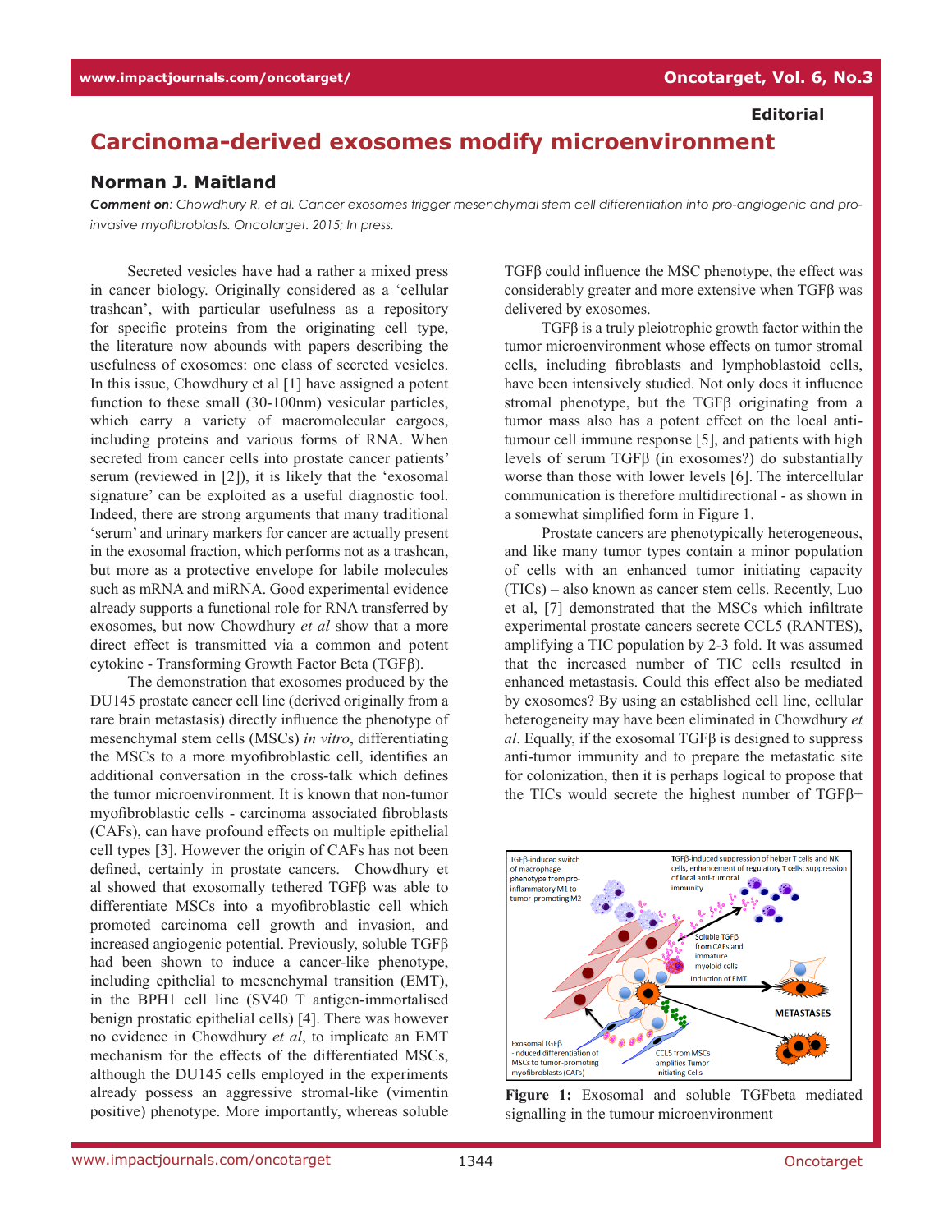Editorial

# Carcinoma-derived exosomes modify microenvironment

## Norman J. Maitland

***Comment on**: Chowdhury R, et al. Cancer exosomes trigger mesenchymal stem cell differentiation into pro-angiogenic and pro-invasive myofibroblasts. Oncotarget. 2015; In press.*

Secreted vesicles have had a rather a mixed press in cancer biology. Originally considered as a 'cellular trashcan', with particular usefulness as a repository for specific proteins from the originating cell type, the literature now abounds with papers describing the usefulness of exosomes: one class of secreted vesicles. In this issue, Chowdhury et al [1] have assigned a potent function to these small (30-100nm) vesicular particles, which carry a variety of macromolecular cargoes, including proteins and various forms of RNA. When secreted from cancer cells into prostate cancer patients' serum (reviewed in [2]), it is likely that the 'exosomal signature' can be exploited as a useful diagnostic tool. Indeed, there are strong arguments that many traditional 'serum' and urinary markers for cancer are actually present in the exosomal fraction, which performs not as a trashcan, but more as a protective envelope for labile molecules such as mRNA and miRNA. Good experimental evidence already supports a functional role for RNA transferred by exosomes, but now Chowdhury *et al* show that a more direct effect is transmitted via a common and potent cytokine - Transforming Growth Factor Beta (TGFβ).

The demonstration that exosomes produced by the DU145 prostate cancer cell line (derived originally from a rare brain metastasis) directly influence the phenotype of mesenchymal stem cells (MSCs) *in vitro*, differentiating the MSCs to a more myofibroblastic cell, identifies an additional conversation in the cross-talk which defines the tumor microenvironment. It is known that non-tumor myofibroblastic cells - carcinoma associated fibroblasts (CAFs), can have profound effects on multiple epithelial cell types [3]. However the origin of CAFs has not been defined, certainly in prostate cancers. Chowdhury et al showed that exosomally tethered TGFβ was able to differentiate MSCs into a myofibroblastic cell which promoted carcinoma cell growth and invasion, and increased angiogenic potential. Previously, soluble TGFβ had been shown to induce a cancer-like phenotype, including epithelial to mesenchymal transition (EMT), in the BPH1 cell line (SV40 T antigen-immortalised benign prostatic epithelial cells) [4]. There was however no evidence in Chowdhury *et al*, to implicate an EMT mechanism for the effects of the differentiated MSCs, although the DU145 cells employed in the experiments already possess an aggressive stromal-like (vimentin positive) phenotype. More importantly, whereas soluble TGFβ could influence the MSC phenotype, the effect was considerably greater and more extensive when TGFβ was delivered by exosomes.

TGFβ is a truly pleiotrophic growth factor within the tumor microenvironment whose effects on tumor stromal cells, including fibroblasts and lymphoblastoid cells, have been intensively studied. Not only does it influence stromal phenotype, but the TGFβ originating from a tumor mass also has a potent effect on the local anti-tumour cell immune response [5], and patients with high levels of serum TGFβ (in exosomes?) do substantially worse than those with lower levels [6]. The intercellular communication is therefore multidirectional - as shown in a somewhat simplified form in Figure 1.

Prostate cancers are phenotypically heterogeneous, and like many tumor types contain a minor population of cells with an enhanced tumor initiating capacity (TICs) – also known as cancer stem cells. Recently, Luo et al, [7] demonstrated that the MSCs which infiltrate experimental prostate cancers secrete CCL5 (RANTES), amplifying a TIC population by 2-3 fold. It was assumed that the increased number of TIC cells resulted in enhanced metastasis. Could this effect also be mediated by exosomes? By using an established cell line, cellular heterogeneity may have been eliminated in Chowdhury *et al*. Equally, if the exosomal TGFβ is designed to suppress anti-tumor immunity and to prepare the metastatic site for colonization, then it is perhaps logical to propose that the TICs would secrete the highest number of TGFβ+

**Figure 1:** Exosomal and soluble TGFbeta mediated signalling in the tumour microenvironment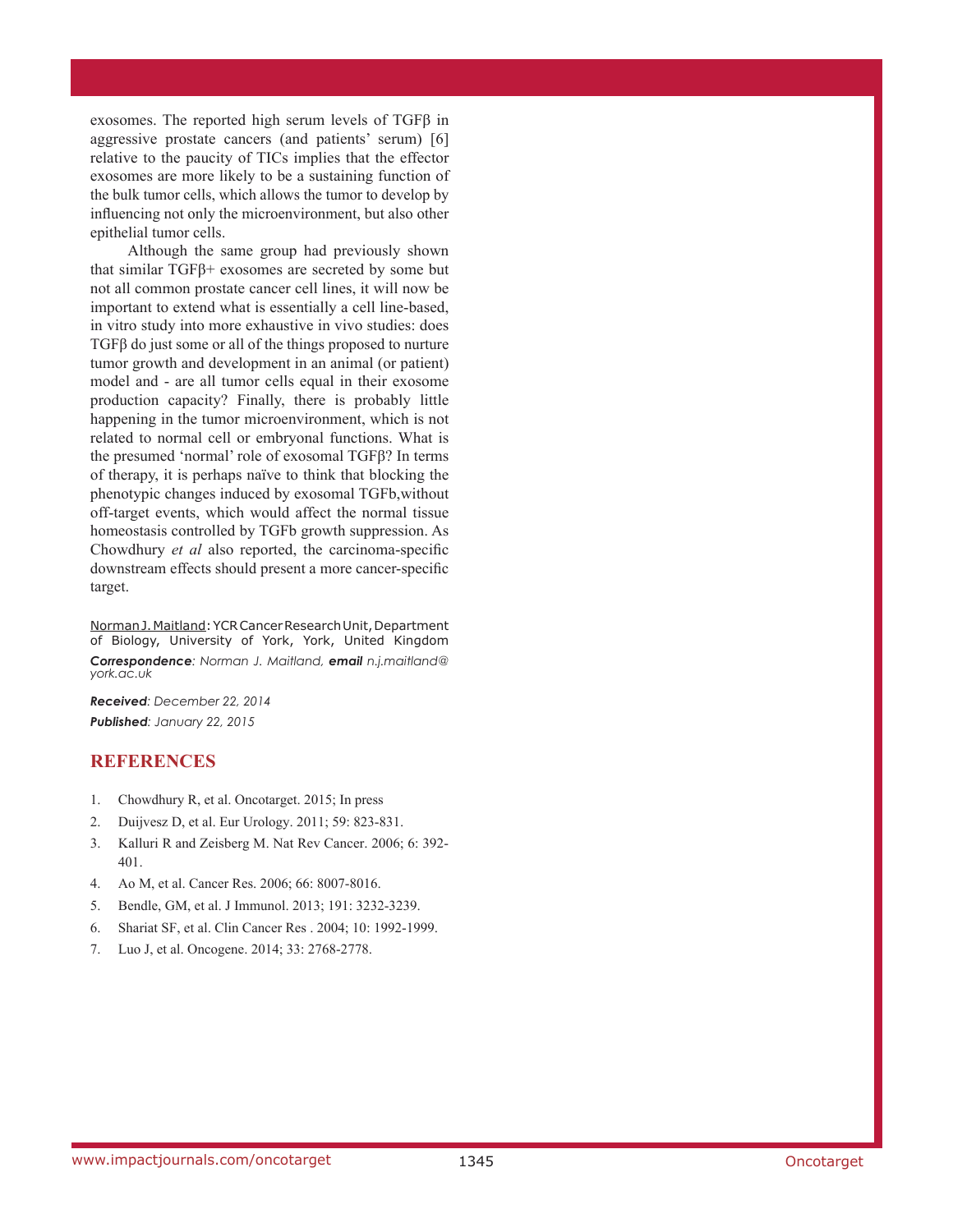exosomes. The reported high serum levels of TGFβ in aggressive prostate cancers (and patients' serum) [6] relative to the paucity of TICs implies that the effector exosomes are more likely to be a sustaining function of the bulk tumor cells, which allows the tumor to develop by influencing not only the microenvironment, but also other epithelial tumor cells.

Although the same group had previously shown that similar TGFβ+ exosomes are secreted by some but not all common prostate cancer cell lines, it will now be important to extend what is essentially a cell line-based, in vitro study into more exhaustive in vivo studies: does TGFβ do just some or all of the things proposed to nurture tumor growth and development in an animal (or patient) model and - are all tumor cells equal in their exosome production capacity? Finally, there is probably little happening in the tumor microenvironment, which is not related to normal cell or embryonal functions. What is the presumed 'normal' role of exosomal TGFβ? In terms of therapy, it is perhaps naïve to think that blocking the phenotypic changes induced by exosomal TGFb,without off-target events, which would affect the normal tissue homeostasis controlled by TGFb growth suppression. As Chowdhury *et al* also reported, the carcinoma-specific downstream effects should present a more cancer-specific target.

Norman J. Maitland: YCR Cancer Research Unit, Department of Biology, University of York, York, United Kingdom

***Correspondence****: Norman J. Maitland,* ***email*** *n.j.maitland@york.ac.uk*

***Received****: December 22, 2014*

***Published****: January 22, 2015*

## REFERENCES

1. Chowdhury R, et al. Oncotarget. 2015; In press
2. Duijvesz D, et al. Eur Urology. 2011; 59: 823-831.
3. Kalluri R and Zeisberg M. Nat Rev Cancer. 2006; 6: 392-401.
4. Ao M, et al. Cancer Res. 2006; 66: 8007-8016.
5. Bendle, GM, et al. J Immunol. 2013; 191: 3232-3239.
6. Shariat SF, et al. Clin Cancer Res . 2004; 10: 1992-1999.
7. Luo J, et al. Oncogene. 2014; 33: 2768-2778.